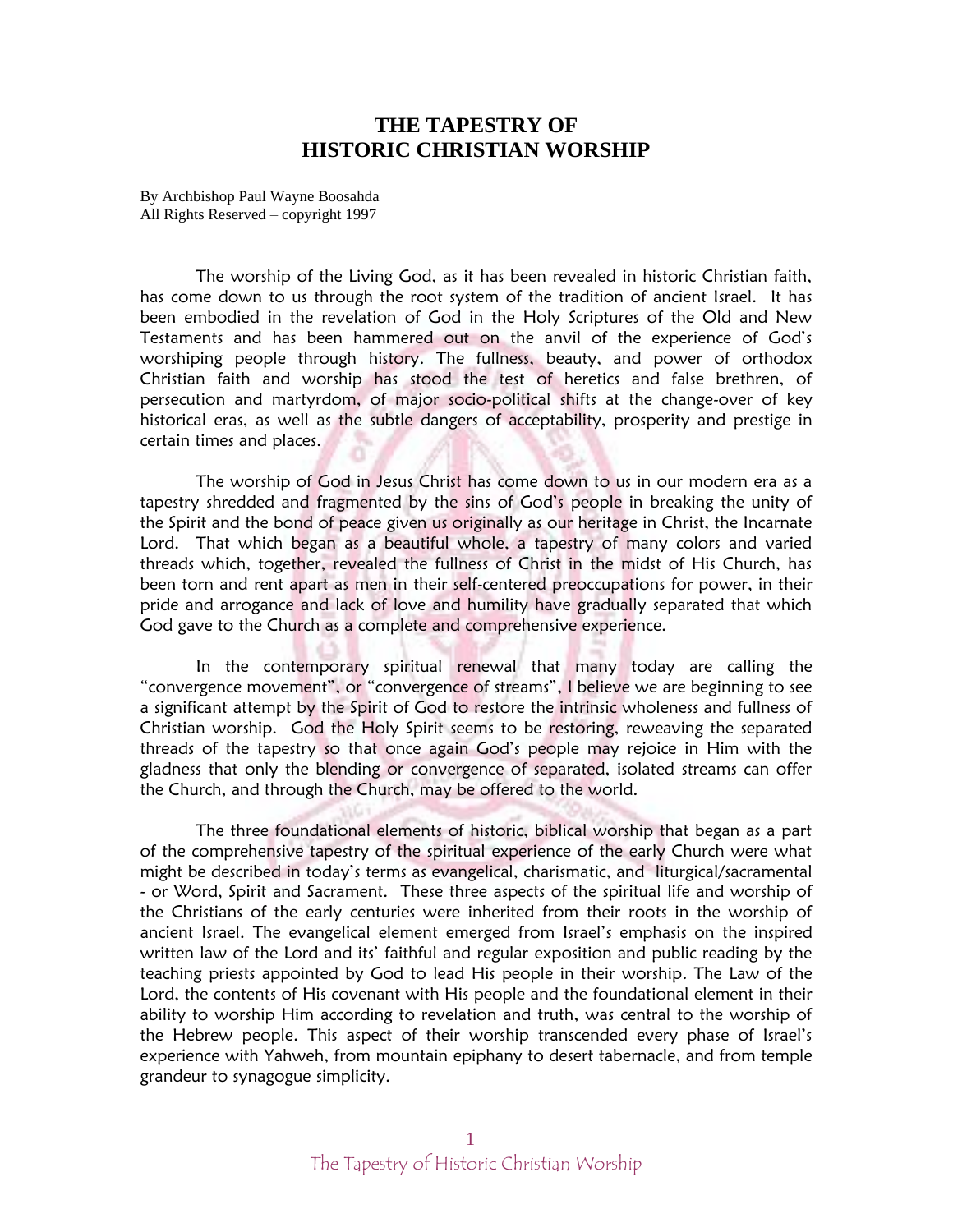# THE TAPESTRY OF HISTORIC CHRISTIAN WORSHIP

By Archbishop Paul Wayne Boosahda
All Rights Reserved – copyright 1997

The worship of the Living God, as it has been revealed in historic Christian faith, has come down to us through the root system of the tradition of ancient Israel. It has been embodied in the revelation of God in the Holy Scriptures of the Old and New Testaments and has been hammered out on the anvil of the experience of God's worshiping people through history. The fullness, beauty, and power of orthodox Christian faith and worship has stood the test of heretics and false brethren, of persecution and martyrdom, of major socio-political shifts at the change-over of key historical eras, as well as the subtle dangers of acceptability, prosperity and prestige in certain times and places.

The worship of God in Jesus Christ has come down to us in our modern era as a tapestry shredded and fragmented by the sins of God's people in breaking the unity of the Spirit and the bond of peace given us originally as our heritage in Christ, the Incarnate Lord. That which began as a beautiful whole, a tapestry of many colors and varied threads which, together, revealed the fullness of Christ in the midst of His Church, has been torn and rent apart as men in their self-centered preoccupations for power, in their pride and arrogance and lack of love and humility have gradually separated that which God gave to the Church as a complete and comprehensive experience.

In the contemporary spiritual renewal that many today are calling the "convergence movement", or "convergence of streams", I believe we are beginning to see a significant attempt by the Spirit of God to restore the intrinsic wholeness and fullness of Christian worship. God the Holy Spirit seems to be restoring, reweaving the separated threads of the tapestry so that once again God's people may rejoice in Him with the gladness that only the blending or convergence of separated, isolated streams can offer the Church, and through the Church, may be offered to the world.

The three foundational elements of historic, biblical worship that began as a part of the comprehensive tapestry of the spiritual experience of the early Church were what might be described in today's terms as evangelical, charismatic, and liturgical/sacramental - or Word, Spirit and Sacrament. These three aspects of the spiritual life and worship of the Christians of the early centuries were inherited from their roots in the worship of ancient Israel. The evangelical element emerged from Israel's emphasis on the inspired written law of the Lord and its' faithful and regular exposition and public reading by the teaching priests appointed by God to lead His people in their worship. The Law of the Lord, the contents of His covenant with His people and the foundational element in their ability to worship Him according to revelation and truth, was central to the worship of the Hebrew people. This aspect of their worship transcended every phase of Israel's experience with Yahweh, from mountain epiphany to desert tabernacle, and from temple grandeur to synagogue simplicity.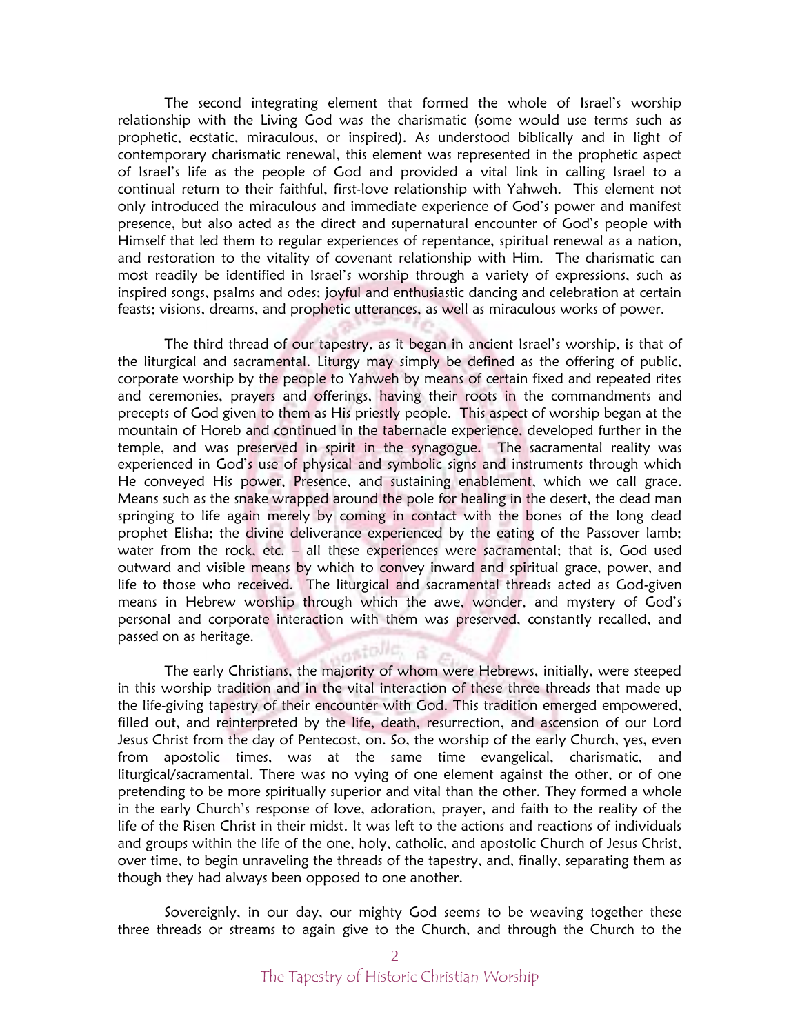The second integrating element that formed the whole of Israel's worship relationship with the Living God was the charismatic (some would use terms such as prophetic, ecstatic, miraculous, or inspired). As understood biblically and in light of contemporary charismatic renewal, this element was represented in the prophetic aspect of Israel's life as the people of God and provided a vital link in calling Israel to a continual return to their faithful, first-love relationship with Yahweh. This element not only introduced the miraculous and immediate experience of God's power and manifest presence, but also acted as the direct and supernatural encounter of God's people with Himself that led them to regular experiences of repentance, spiritual renewal as a nation, and restoration to the vitality of covenant relationship with Him. The charismatic can most readily be identified in Israel's worship through a variety of expressions, such as inspired songs, psalms and odes; joyful and enthusiastic dancing and celebration at certain feasts; visions, dreams, and prophetic utterances, as well as miraculous works of power.

The third thread of our tapestry, as it began in ancient Israel's worship, is that of the liturgical and sacramental. Liturgy may simply be defined as the offering of public, corporate worship by the people to Yahweh by means of certain fixed and repeated rites and ceremonies, prayers and offerings, having their roots in the commandments and precepts of God given to them as His priestly people. This aspect of worship began at the mountain of Horeb and continued in the tabernacle experience, developed further in the temple, and was preserved in spirit in the synagogue. The sacramental reality was experienced in God's use of physical and symbolic signs and instruments through which He conveyed His power, Presence, and sustaining enablement, which we call grace. Means such as the snake wrapped around the pole for healing in the desert, the dead man springing to life again merely by coming in contact with the bones of the long dead prophet Elisha; the divine deliverance experienced by the eating of the Passover lamb; water from the rock, etc. – all these experiences were sacramental; that is, God used outward and visible means by which to convey inward and spiritual grace, power, and life to those who received. The liturgical and sacramental threads acted as God-given means in Hebrew worship through which the awe, wonder, and mystery of God's personal and corporate interaction with them was preserved, constantly recalled, and passed on as heritage.

The early Christians, the majority of whom were Hebrews, initially, were steeped in this worship tradition and in the vital interaction of these three threads that made up the life-giving tapestry of their encounter with God. This tradition emerged empowered, filled out, and reinterpreted by the life, death, resurrection, and ascension of our Lord Jesus Christ from the day of Pentecost, on. So, the worship of the early Church, yes, even from apostolic times, was at the same time evangelical, charismatic, and liturgical/sacramental. There was no vying of one element against the other, or of one pretending to be more spiritually superior and vital than the other. They formed a whole in the early Church's response of love, adoration, prayer, and faith to the reality of the life of the Risen Christ in their midst. It was left to the actions and reactions of individuals and groups within the life of the one, holy, catholic, and apostolic Church of Jesus Christ, over time, to begin unraveling the threads of the tapestry, and, finally, separating them as though they had always been opposed to one another.

Sovereignly, in our day, our mighty God seems to be weaving together these three threads or streams to again give to the Church, and through the Church to the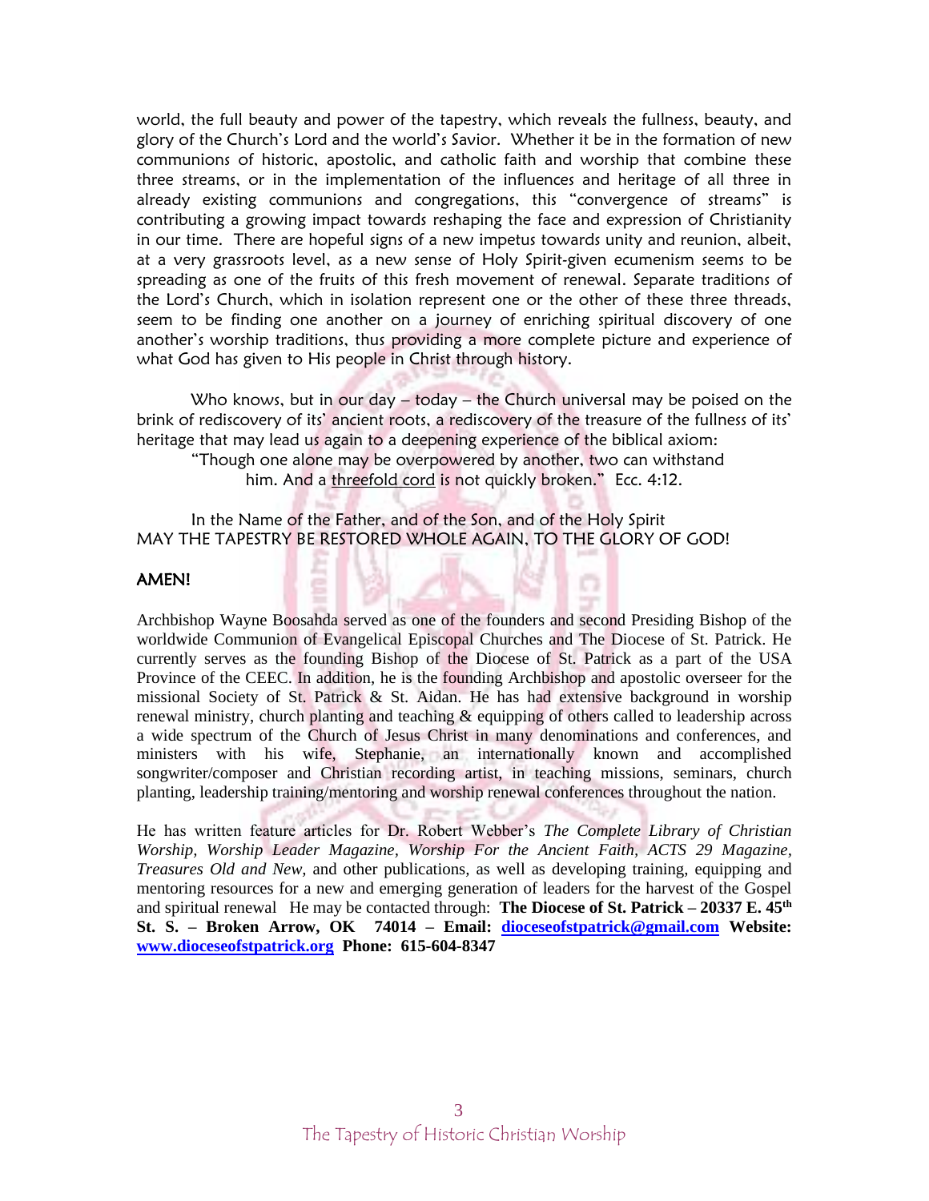world, the full beauty and power of the tapestry, which reveals the fullness, beauty, and glory of the Church's Lord and the world's Savior. Whether it be in the formation of new communions of historic, apostolic, and catholic faith and worship that combine these three streams, or in the implementation of the influences and heritage of all three in already existing communions and congregations, this "convergence of streams" is contributing a growing impact towards reshaping the face and expression of Christianity in our time. There are hopeful signs of a new impetus towards unity and reunion, albeit, at a very grassroots level, as a new sense of Holy Spirit-given ecumenism seems to be spreading as one of the fruits of this fresh movement of renewal. Separate traditions of the Lord's Church, which in isolation represent one or the other of these three threads, seem to be finding one another on a journey of enriching spiritual discovery of one another's worship traditions, thus providing a more complete picture and experience of what God has given to His people in Christ through history.

Who knows, but in our day – today – the Church universal may be poised on the brink of rediscovery of its' ancient roots, a rediscovery of the treasure of the fullness of its' heritage that may lead us again to a deepening experience of the biblical axiom:

"Though one alone may be overpowered by another, two can withstand him. And a <u>threefold cord</u> is not quickly broken." Ecc. 4:12.

In the Name of the Father, and of the Son, and of the Holy Spirit
MAY THE TAPESTRY BE RESTORED WHOLE AGAIN, TO THE GLORY OF GOD!

**AMEN!**

Archbishop Wayne Boosahda served as one of the founders and second Presiding Bishop of the worldwide Communion of Evangelical Episcopal Churches and The Diocese of St. Patrick. He currently serves as the founding Bishop of the Diocese of St. Patrick as a part of the USA Province of the CEEC. In addition, he is the founding Archbishop and apostolic overseer for the missional Society of St. Patrick & St. Aidan. He has had extensive background in worship renewal ministry, church planting and teaching & equipping of others called to leadership across a wide spectrum of the Church of Jesus Christ in many denominations and conferences, and ministers with his wife, Stephanie, an internationally known and accomplished songwriter/composer and Christian recording artist, in teaching missions, seminars, church planting, leadership training/mentoring and worship renewal conferences throughout the nation.

He has written feature articles for Dr. Robert Webber's *The Complete Library of Christian Worship, Worship Leader Magazine, Worship For the Ancient Faith, ACTS 29 Magazine, Treasures Old and New,* and other publications, as well as developing training, equipping and mentoring resources for a new and emerging generation of leaders for the harvest of the Gospel and spiritual renewal He may be contacted through: **The Diocese of St. Patrick – 20337 E. 45th St. S. – Broken Arrow, OK 74014 – Email: dioceseofstpatrick@gmail.com Website: www.dioceseofstpatrick.org Phone: 615-604-8347**